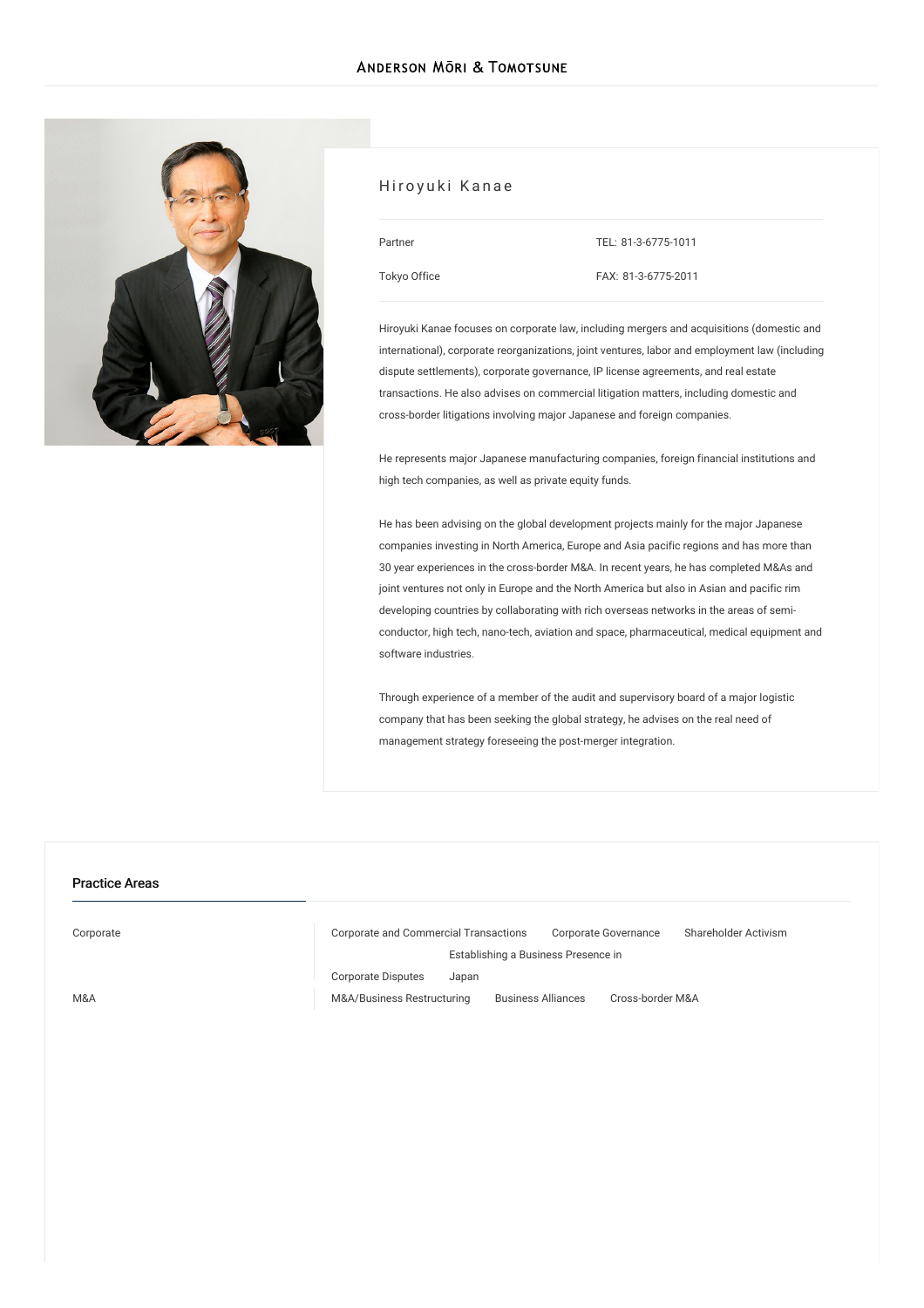# Hiroyuki Kanae

| | |
|---|---|
| Partner | TEL: 81-3-6775-1011 |
| Tokyo Office | FAX: 81-3-6775-2011 |

Hiroyuki Kanae focuses on corporate law, including mergers and acquisitions (domestic and international), corporate reorganizations, joint ventures, labor and employment law (including dispute settlements), corporate governance, IP license agreements, and real estate transactions. He also advises on commercial litigation matters, including domestic and cross-border litigations involving major Japanese and foreign companies.

He represents major Japanese manufacturing companies, foreign financial institutions and high tech companies, as well as private equity funds.

He has been advising on the global development projects mainly for the major Japanese companies investing in North America, Europe and Asia pacific regions and has more than 30 year experiences in the cross-border M&A. In recent years, he has completed M&As and joint ventures not only in Europe and the North America but also in Asian and pacific rim developing countries by collaborating with rich overseas networks in the areas of semi-conductor, high tech, nano-tech, aviation and space, pharmaceutical, medical equipment and software industries.

Through experience of a member of the audit and supervisory board of a major logistic company that has been seeking the global strategy, he advises on the real need of management strategy foreseeing the post-merger integration.

## Practice Areas

| | |
|---|---|
| Corporate | Corporate and Commercial Transactions, Corporate Governance, Shareholder Activism, Establishing a Business Presence in Japan, Corporate Disputes |
| M&A | M&A/Business Restructuring, Business Alliances, Cross-border M&A |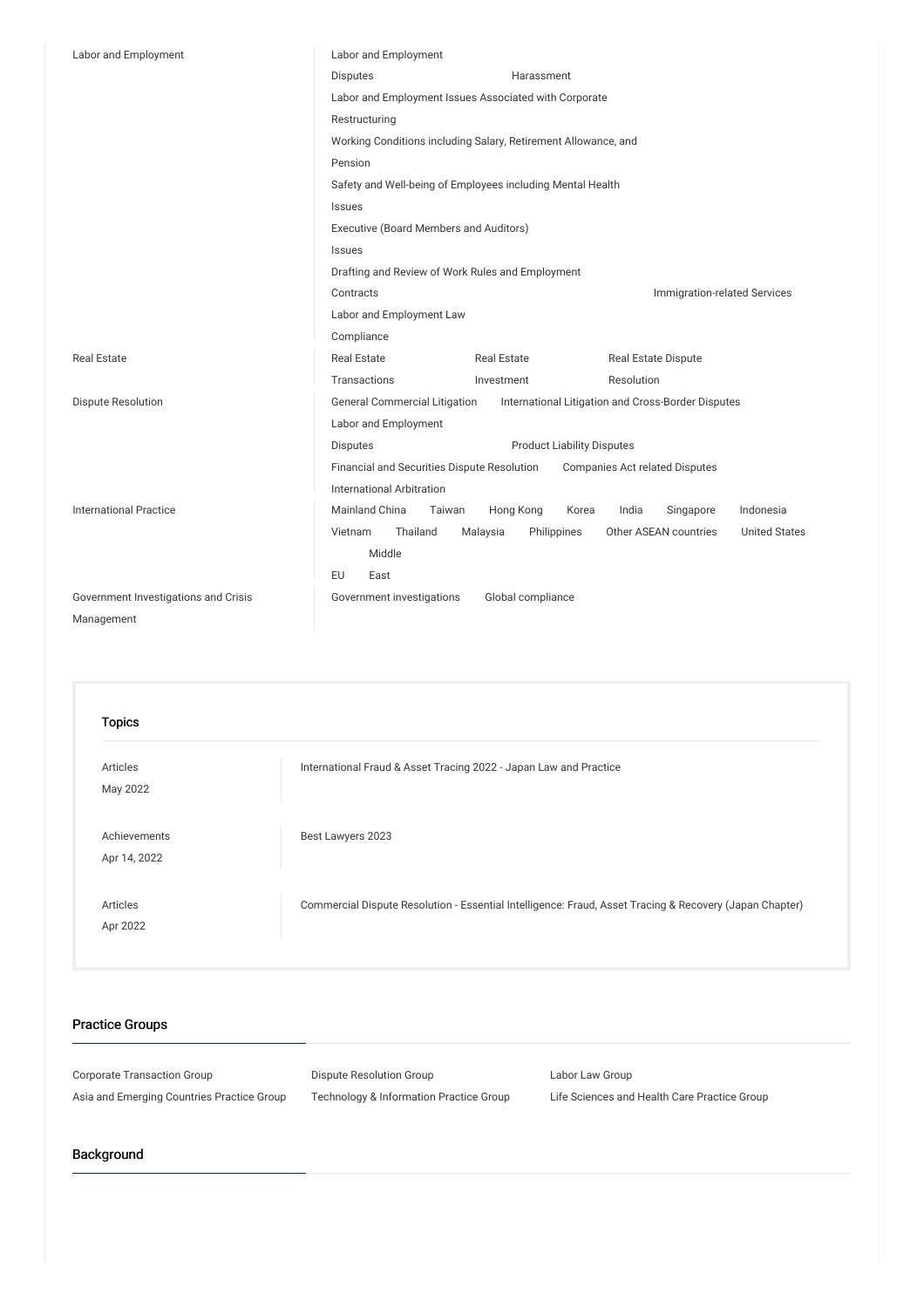| | |
|---|---|
| Labor and Employment | Labor and Employment Disputes; Harassment; Labor and Employment Issues Associated with Corporate Restructuring; Working Conditions including Salary, Retirement Allowance, and Pension; Safety and Well-being of Employees including Mental Health Issues; Executive (Board Members and Auditors) Issues; Drafting and Review of Work Rules and Employment Contracts; Immigration-related Services; Labor and Employment Law Compliance |
| Real Estate | Real Estate Transactions; Real Estate Investment; Real Estate Dispute Resolution |
| Dispute Resolution | General Commercial Litigation; International Litigation and Cross-Border Disputes; Labor and Employment Disputes; Product Liability Disputes; Financial and Securities Dispute Resolution; Companies Act related Disputes; International Arbitration |
| International Practice | Mainland China; Taiwan; Hong Kong; Korea; India; Singapore; Indonesia; Vietnam; Thailand; Malaysia; Philippines; Other ASEAN countries; United States; EU; Middle East |
| Government Investigations and Crisis Management | Government investigations; Global compliance |

## Topics

| | |
|---|---|
| Articles<br>May 2022 | International Fraud & Asset Tracing 2022 - Japan Law and Practice |
| Achievements<br>Apr 14, 2022 | Best Lawyers 2023 |
| Articles<br>Apr 2022 | Commercial Dispute Resolution - Essential Intelligence: Fraud, Asset Tracing & Recovery (Japan Chapter) |

## Practice Groups

- Corporate Transaction Group
- Asia and Emerging Countries Practice Group
- Dispute Resolution Group
- Technology & Information Practice Group
- Labor Law Group
- Life Sciences and Health Care Practice Group

## Background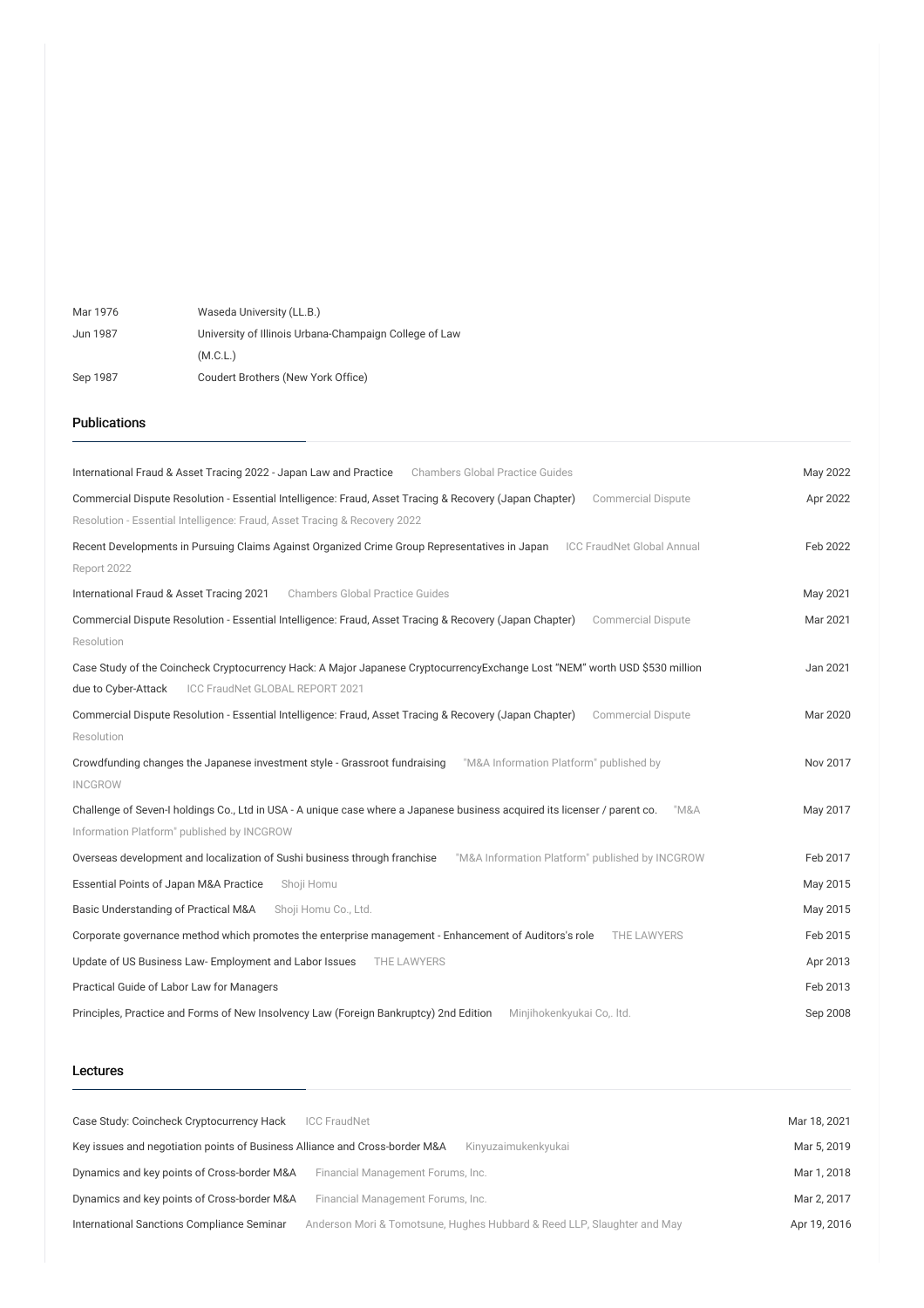| | |
|---|---|
| Mar 1976 | Waseda University (LL.B.) |
| Jun 1987 | University of Illinois Urbana-Champaign College of Law (M.C.L.) |
| Sep 1987 | Coudert Brothers (New York Office) |

## Publications

| | |
|---|---|
| International Fraud & Asset Tracing 2022 - Japan Law and Practice — Chambers Global Practice Guides | May 2022 |
| Commercial Dispute Resolution - Essential Intelligence: Fraud, Asset Tracing & Recovery (Japan Chapter) — Commercial Dispute Resolution - Essential Intelligence: Fraud, Asset Tracing & Recovery 2022 | Apr 2022 |
| Recent Developments in Pursuing Claims Against Organized Crime Group Representatives in Japan — ICC FraudNet Global Annual Report 2022 | Feb 2022 |
| International Fraud & Asset Tracing 2021 — Chambers Global Practice Guides | May 2021 |
| Commercial Dispute Resolution - Essential Intelligence: Fraud, Asset Tracing & Recovery (Japan Chapter) — Commercial Dispute Resolution | Mar 2021 |
| Case Study of the Coincheck Cryptocurrency Hack: A Major Japanese CryptocurrencyExchange Lost "NEM" worth USD $530 million due to Cyber-Attack — ICC FraudNet GLOBAL REPORT 2021 | Jan 2021 |
| Commercial Dispute Resolution - Essential Intelligence: Fraud, Asset Tracing & Recovery (Japan Chapter) — Commercial Dispute Resolution | Mar 2020 |
| Crowdfunding changes the Japanese investment style - Grassroot fundraising — "M&A Information Platform" published by INCGROW | Nov 2017 |
| Challenge of Seven-I holdings Co., Ltd in USA - A unique case where a Japanese business acquired its licenser / parent co. — "M&A Information Platform" published by INCGROW | May 2017 |
| Overseas development and localization of Sushi business through franchise — "M&A Information Platform" published by INCGROW | Feb 2017 |
| Essential Points of Japan M&A Practice — Shoji Homu | May 2015 |
| Basic Understanding of Practical M&A — Shoji Homu Co., Ltd. | May 2015 |
| Corporate governance method which promotes the enterprise management - Enhancement of Auditors's role — THE LAWYERS | Feb 2015 |
| Update of US Business Law- Employment and Labor Issues — THE LAWYERS | Apr 2013 |
| Practical Guide of Labor Law for Managers | Feb 2013 |
| Principles, Practice and Forms of New Insolvency Law (Foreign Bankruptcy) 2nd Edition — Minjihokenkyukai Co,. ltd. | Sep 2008 |

## Lectures

| | |
|---|---|
| Case Study: Coincheck Cryptocurrency Hack — ICC FraudNet | Mar 18, 2021 |
| Key issues and negotiation points of Business Alliance and Cross-border M&A — Kinyuzaimukenkyukai | Mar 5, 2019 |
| Dynamics and key points of Cross-border M&A — Financial Management Forums, Inc. | Mar 1, 2018 |
| Dynamics and key points of Cross-border M&A — Financial Management Forums, Inc. | Mar 2, 2017 |
| International Sanctions Compliance Seminar — Anderson Mori & Tomotsune, Hughes Hubbard & Reed LLP, Slaughter and May | Apr 19, 2016 |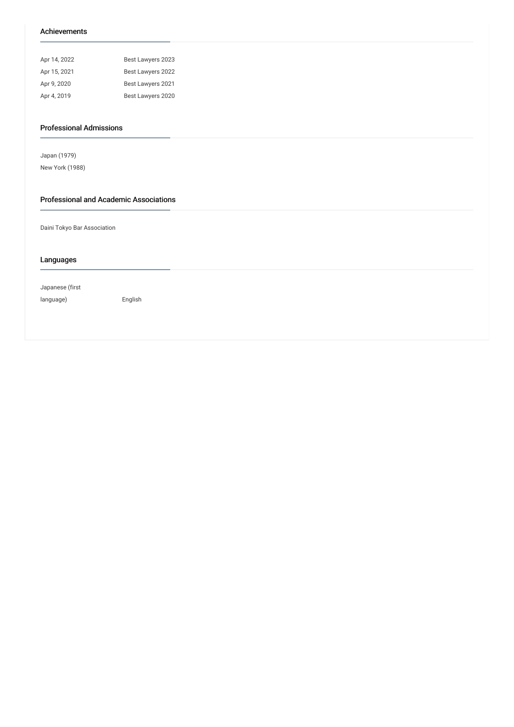## Achievements

| | |
|---|---|
| Apr 14, 2022 | Best Lawyers 2023 |
| Apr 15, 2021 | Best Lawyers 2022 |
| Apr 9, 2020 | Best Lawyers 2021 |
| Apr 4, 2019 | Best Lawyers 2020 |

## Professional Admissions

Japan (1979)

New York (1988)

## Professional and Academic Associations

Daini Tokyo Bar Association

## Languages

| | |
|---|---|
| Japanese (first language) | English |